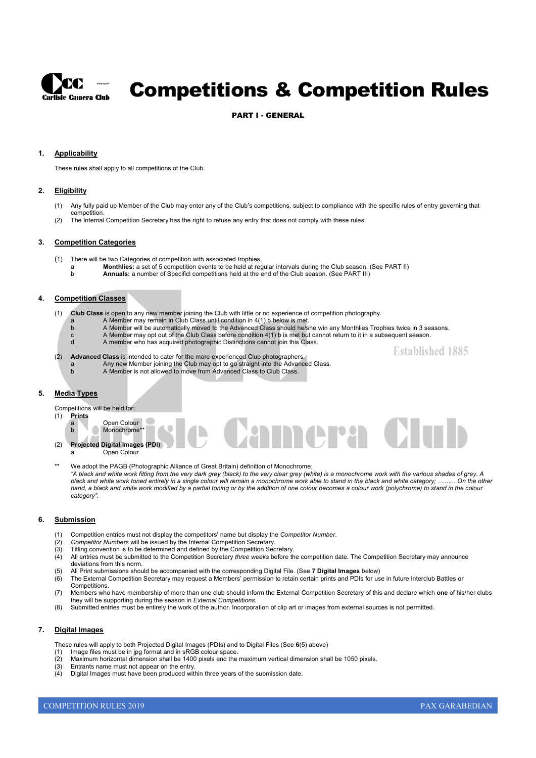# Competitions & Competition Rules

## PART I - GENERAL

### 1. Applicability

These rules shall apply to all competitions of the Club.

### 2. Eligibility

(1) Any fully paid up Member of the Club may enter any of the Club's competitions, subject to compliance with the specific rules of entry governing that competition.
(2) The Internal Competition Secretary has the right to refuse any entry that does not comply with these rules.

### 3. Competition Categories

(1) There will be two Categories of competition with associated trophies
 a **Monthlies:** a set of 5 competition events to be held at regular intervals during the Club season. (See PART II)
 b **Annuals:** a number of Specificl competitions held at the end of the Club season. (See PART III)

### 4. Competition Classes

(1) **Club Class** is open to any new member joining the Club with little or no experience of competition photography.
 a A Member may remain in Club Class until condition in 4(1) b below is met.
 b A Member will be automatically moved to the Advanced Class should he/she win any Monthlies Trophies twice in 3 seasons.
 c A Member may opt out of the Club Class before condition 4(1) b is met but cannot return to it in a subsequent season.
 d A member who has acquired photographic Distinctions cannot join this Class.

(2) **Advanced Class** is intended to cater for the more experienced Club photographers.
 a Any new Member joining the Club may opt to go straight into the Advanced Class.
 b A Member is not allowed to move from Advanced Class to Club Class.

### 5. Media Types

Competitions will be held for:
(1) **Prints**
 a Open Colour
 b Monochrome**
(2) **Projected Digital Images (PDI)**
 a Open Colour

** We adopt the PAGB (Photographic Alliance of Great Britain) definition of Monochrome;
*"A black and white work fitting from the very dark grey (black) to the very clear grey (white) is a monochrome work with the various shades of grey. A black and white work toned entirely in a single colour will remain a monochrome work able to stand in the black and white category; ……... On the other hand, a black and white work modified by a partial toning or by the addition of one colour becomes a colour work (polychrome) to stand in the colour category".*

### 6. Submission

(1) Competition entries must not display the competitors' name but display the *Competitor Number*.
(2) *Competitor Numbers* will be issued by the Internal Competition Secretary.
(3) Titling convention is to be determined and defined by the Competition Secretary.
(4) All entries must be submitted to the Competition Secretary *three weeks* before the competition date. The Competition Secretary may announce deviations from this norm.
(5) All Print submissions should be accompanied with the corresponding Digital File. (See **7 Digital Images** below)
(6) The External Competition Secretary may request a Members' permission to retain certain prints and PDIs for use in future Interclub Battles or Competitions.
(7) Members who have membership of more than one club should inform the External Competition Secretary of this and declare which **one** of his/her clubs they will be supporting during the season in *External Competitions*.
(8) Submitted entries must be entirely the work of the author. Incorporation of clip art or images from external sources is not permitted.

### 7. Digital Images

These rules will apply to both Projected Digital Images (PDIs) and to Digital Files (See **6**(5) above)
(1) Image files must be in jpg format and in sRGB colour space.
(2) Maximum horizontal dimension shall be 1400 pixels and the maximum vertical dimension shall be 1050 pixels.
(3) Entrants name must not appear on the entry.
(4) Digital Images must have been produced within three years of the submission date.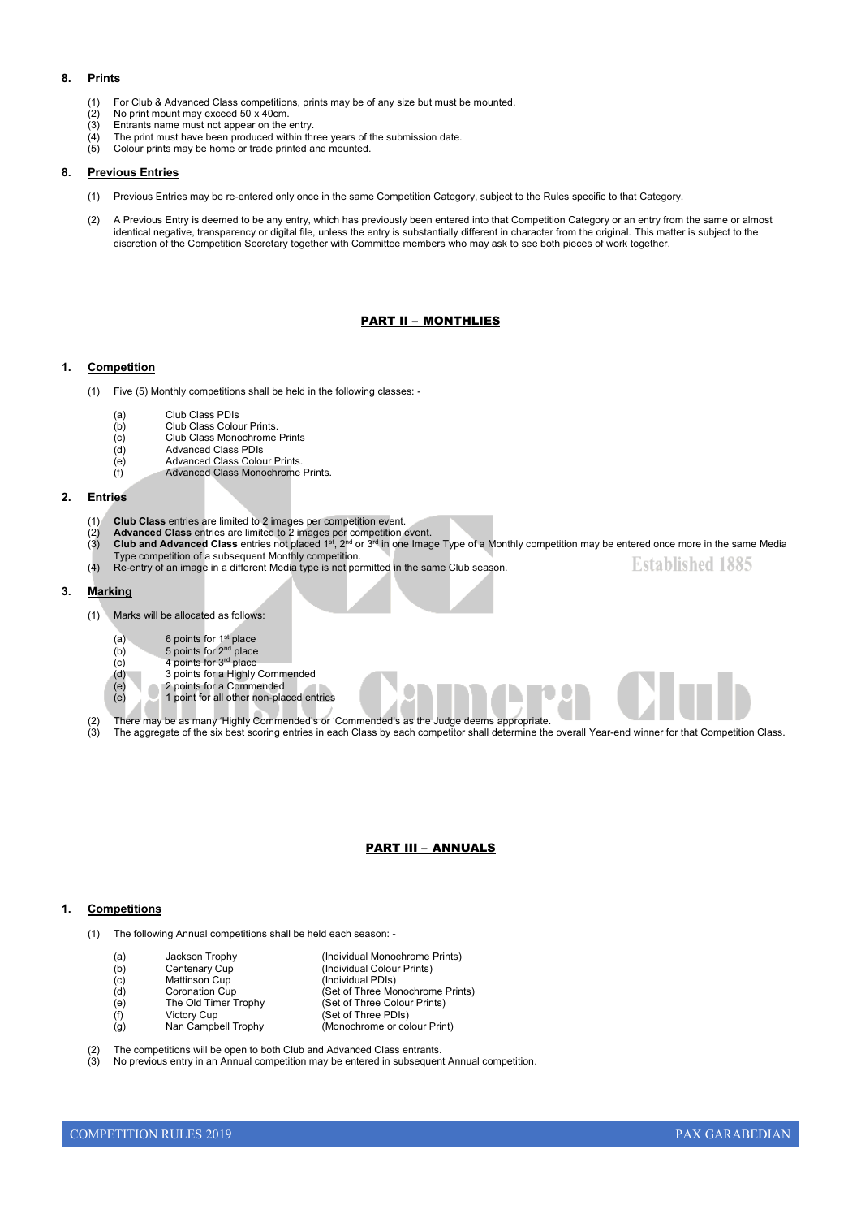## 8. Prints

1. For Club & Advanced Class competitions, prints may be of any size but must be mounted.
2. No print mount may exceed 50 x 40cm.
3. Entrants name must not appear on the entry.
4. The print must have been produced within three years of the submission date.
5. Colour prints may be home or trade printed and mounted.

## 8. Previous Entries

1. Previous Entries may be re-entered only once in the same Competition Category, subject to the Rules specific to that Category.
2. A Previous Entry is deemed to be any entry, which has previously been entered into that Competition Category or an entry from the same or almost identical negative, transparency or digital file, unless the entry is substantially different in character from the original. This matter is subject to the discretion of the Competition Secretary together with Committee members who may ask to see both pieces of work together.

# PART II – MONTHLIES

## 1. Competition

(1) Five (5) Monthly competitions shall be held in the following classes: -

- (a) Club Class PDIs
- (b) Club Class Colour Prints.
- (c) Club Class Monochrome Prints
- (d) Advanced Class PDIs
- (e) Advanced Class Colour Prints.
- (f) Advanced Class Monochrome Prints.

## 2. Entries

1. **Club Class** entries are limited to 2 images per competition event.
2. **Advanced Class** entries are limited to 2 images per competition event.
3. **Club and Advanced Class** entries not placed 1st, 2nd or 3rd in one Image Type of a Monthly competition may be entered once more in the same Media Type competition of a subsequent Monthly competition.
4. Re-entry of an image in a different Media type is not permitted in the same Club season.

## 3. Marking

(1) Marks will be allocated as follows:

- (a) 6 points for 1st place
- (b) 5 points for 2nd place
- (c) 4 points for 3rd place
- (d) 3 points for a Highly Commended
- (e) 2 points for a Commended
- (e) 1 point for all other non-placed entries

(2) There may be as many 'Highly Commended's or 'Commended's as the Judge deems appropriate.

(3) The aggregate of the six best scoring entries in each Class by each competitor shall determine the overall Year-end winner for that Competition Class.

# PART III – ANNUALS

## 1. Competitions

(1) The following Annual competitions shall be held each season: -

| | | |
|---|---|---|
| (a) | Jackson Trophy | (Individual Monochrome Prints) |
| (b) | Centenary Cup | (Individual Colour Prints) |
| (c) | Mattinson Cup | (Individual PDIs) |
| (d) | Coronation Cup | (Set of Three Monochrome Prints) |
| (e) | The Old Timer Trophy | (Set of Three Colour Prints) |
| (f) | Victory Cup | (Set of Three PDIs) |
| (g) | Nan Campbell Trophy | (Monochrome or colour Print) |

(2) The competitions will be open to both Club and Advanced Class entrants.

(3) No previous entry in an Annual competition may be entered in subsequent Annual competition.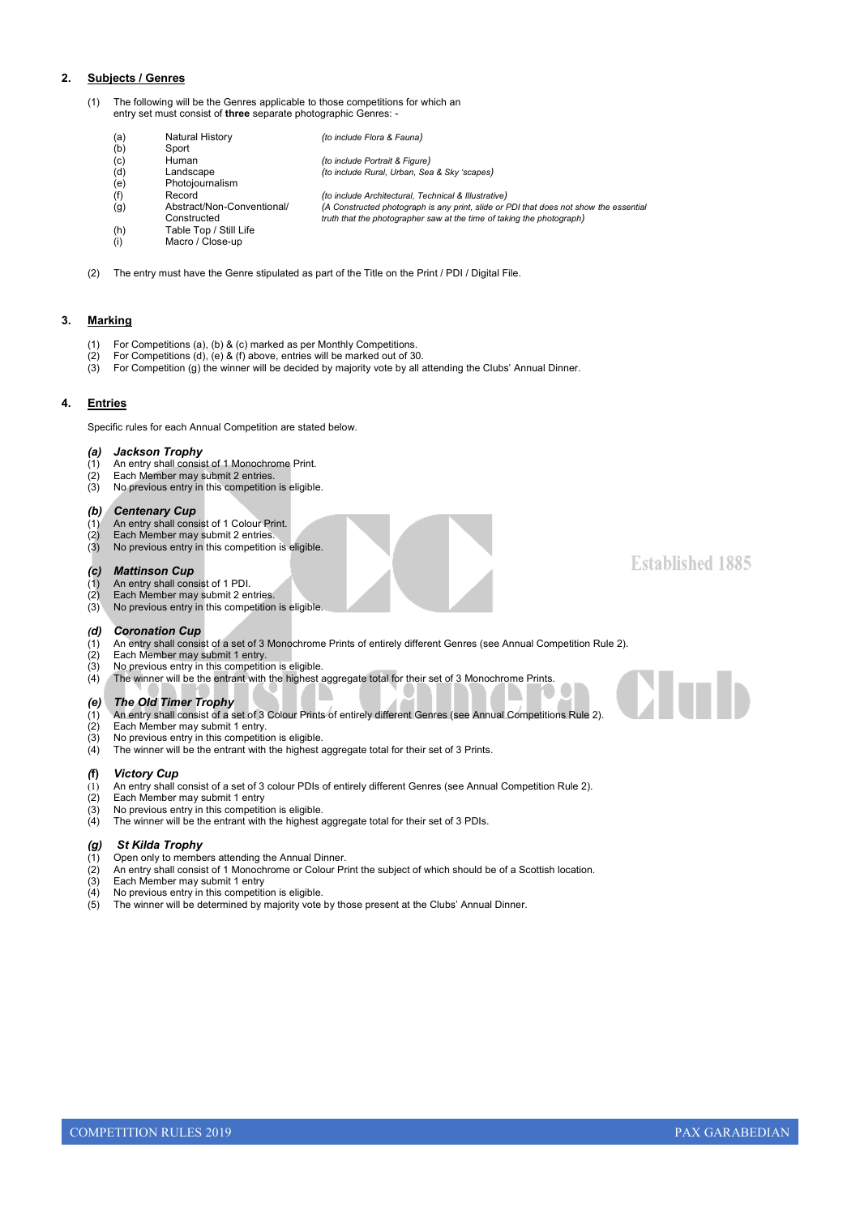## 2. Subjects / Genres

(1) The following will be the Genres applicable to those competitions for which an entry set must consist of **three** separate photographic Genres: -

| | | |
|---|---|---|
| (a) | Natural History | *(to include Flora & Fauna)* |
| (b) | Sport | |
| (c) | Human | *(to include Portrait & Figure)* |
| (d) | Landscape | *(to include Rural, Urban, Sea & Sky 'scapes)* |
| (e) | Photojournalism | |
| (f) | Record | *(to include Architectural, Technical & Illustrative)* |
| (g) | Abstract/Non-Conventional/ Constructed | *(A Constructed photograph is any print, slide or PDI that does not show the essential truth that the photographer saw at the time of taking the photograph)* |
| (h) | Table Top / Still Life | |
| (i) | Macro / Close-up | |

(2) The entry must have the Genre stipulated as part of the Title on the Print / PDI / Digital File.

## 3. Marking

(1) For Competitions (a), (b) & (c) marked as per Monthly Competitions.
(2) For Competitions (d), (e) & (f) above, entries will be marked out of 30.
(3) For Competition (g) the winner will be decided by majority vote by all attending the Clubs' Annual Dinner.

## 4. Entries

Specific rules for each Annual Competition are stated below.

### *(a) Jackson Trophy*

(1) An entry shall consist of 1 Monochrome Print.
(2) Each Member may submit 2 entries.
(3) No previous entry in this competition is eligible.

### *(b) Centenary Cup*

(1) An entry shall consist of 1 Colour Print.
(2) Each Member may submit 2 entries.
(3) No previous entry in this competition is eligible.

### *(c) Mattinson Cup*

(1) An entry shall consist of 1 PDI.
(2) Each Member may submit 2 entries.
(3) No previous entry in this competition is eligible.

### *(d) Coronation Cup*

(1) An entry shall consist of a set of 3 Monochrome Prints of entirely different Genres (see Annual Competition Rule 2).
(2) Each Member may submit 1 entry.
(3) No previous entry in this competition is eligible.
(4) The winner will be the entrant with the highest aggregate total for their set of 3 Monochrome Prints.

### *(e) The Old Timer Trophy*

(1) An entry shall consist of a set of 3 Colour Prints of entirely different Genres (see Annual Competitions Rule 2).
(2) Each Member may submit 1 entry.
(3) No previous entry in this competition is eligible.
(4) The winner will be the entrant with the highest aggregate total for their set of 3 Prints.

### *(f) Victory Cup*

(1) An entry shall consist of a set of 3 colour PDIs of entirely different Genres (see Annual Competition Rule 2).
(2) Each Member may submit 1 entry
(3) No previous entry in this competition is eligible.
(4) The winner will be the entrant with the highest aggregate total for their set of 3 PDIs.

### *(g) St Kilda Trophy*

(1) Open only to members attending the Annual Dinner.
(2) An entry shall consist of 1 Monochrome or Colour Print the subject of which should be of a Scottish location.
(3) Each Member may submit 1 entry
(4) No previous entry in this competition is eligible.
(5) The winner will be determined by majority vote by those present at the Clubs' Annual Dinner.